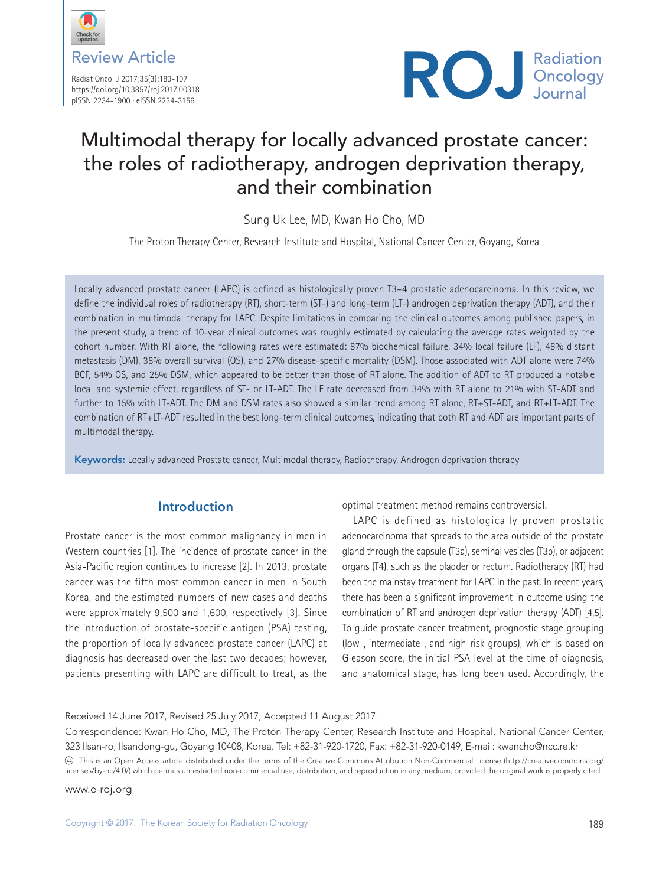Review Article

# Multimodal therapy for locally advanced prostate cancer: the roles of radiotherapy, androgen deprivation therapy, and their combination

Sung Uk Lee, MD, Kwan Ho Cho, MD

The Proton Therapy Center, Research Institute and Hospital, National Cancer Center, Goyang, Korea

Locally advanced prostate cancer (LAPC) is defined as histologically proven T3–4 prostatic adenocarcinoma. In this review, we define the individual roles of radiotherapy (RT), short-term (ST-) and long-term (LT-) androgen deprivation therapy (ADT), and their combination in multimodal therapy for LAPC. Despite limitations in comparing the clinical outcomes among published papers, in the present study, a trend of 10-year clinical outcomes was roughly estimated by calculating the average rates weighted by the cohort number. With RT alone, the following rates were estimated: 87% biochemical failure, 34% local failure (LF), 48% distant metastasis (DM), 38% overall survival (OS), and 27% disease-specific mortality (DSM). Those associated with ADT alone were 74% BCF, 54% OS, and 25% DSM, which appeared to be better than those of RT alone. The addition of ADT to RT produced a notable local and systemic effect, regardless of ST- or LT-ADT. The LF rate decreased from 34% with RT alone to 21% with ST-ADT and further to 15% with LT-ADT. The DM and DSM rates also showed a similar trend among RT alone, RT+ST-ADT, and RT+LT-ADT. The combination of RT+LT-ADT resulted in the best long-term clinical outcomes, indicating that both RT and ADT are important parts of multimodal therapy.

**Keywords:** Locally advanced Prostate cancer, Multimodal therapy, Radiotherapy, Androgen deprivation therapy

## Introduction

Prostate cancer is the most common malignancy in men in Western countries [1]. The incidence of prostate cancer in the Asia-Pacific region continues to increase [2]. In 2013, prostate cancer was the fifth most common cancer in men in South Korea, and the estimated numbers of new cases and deaths were approximately 9,500 and 1,600, respectively [3]. Since the introduction of prostate-specific antigen (PSA) testing, the proportion of locally advanced prostate cancer (LAPC) at diagnosis has decreased over the last two decades; however, patients presenting with LAPC are difficult to treat, as the optimal treatment method remains controversial.

LAPC is defined as histologically proven prostatic adenocarcinoma that spreads to the area outside of the prostate gland through the capsule (T3a), seminal vesicles (T3b), or adjacent organs (T4), such as the bladder or rectum. Radiotherapy (RT) had been the mainstay treatment for LAPC in the past. In recent years, there has been a significant improvement in outcome using the combination of RT and androgen deprivation therapy (ADT) [4,5]. To guide prostate cancer treatment, prognostic stage grouping (low-, intermediate-, and high-risk groups), which is based on Gleason score, the initial PSA level at the time of diagnosis, and anatomical stage, has long been used. Accordingly, the

Received 14 June 2017, Revised 25 July 2017, Accepted 11 August 2017.

Correspondence: Kwan Ho Cho, MD, The Proton Therapy Center, Research Institute and Hospital, National Cancer Center, 323 Ilsan-ro, Ilsandong-gu, Goyang 10408, Korea. Tel: +82-31-920-1720, Fax: +82-31-920-0149, E-mail: kwancho@ncc.re.kr

This is an Open Access article distributed under the terms of the Creative Commons Attribution Non-Commercial License (http://creativecommons.org/licenses/by-nc/4.0/) which permits unrestricted non-commercial use, distribution, and reproduction in any medium, provided the original work is properly cited.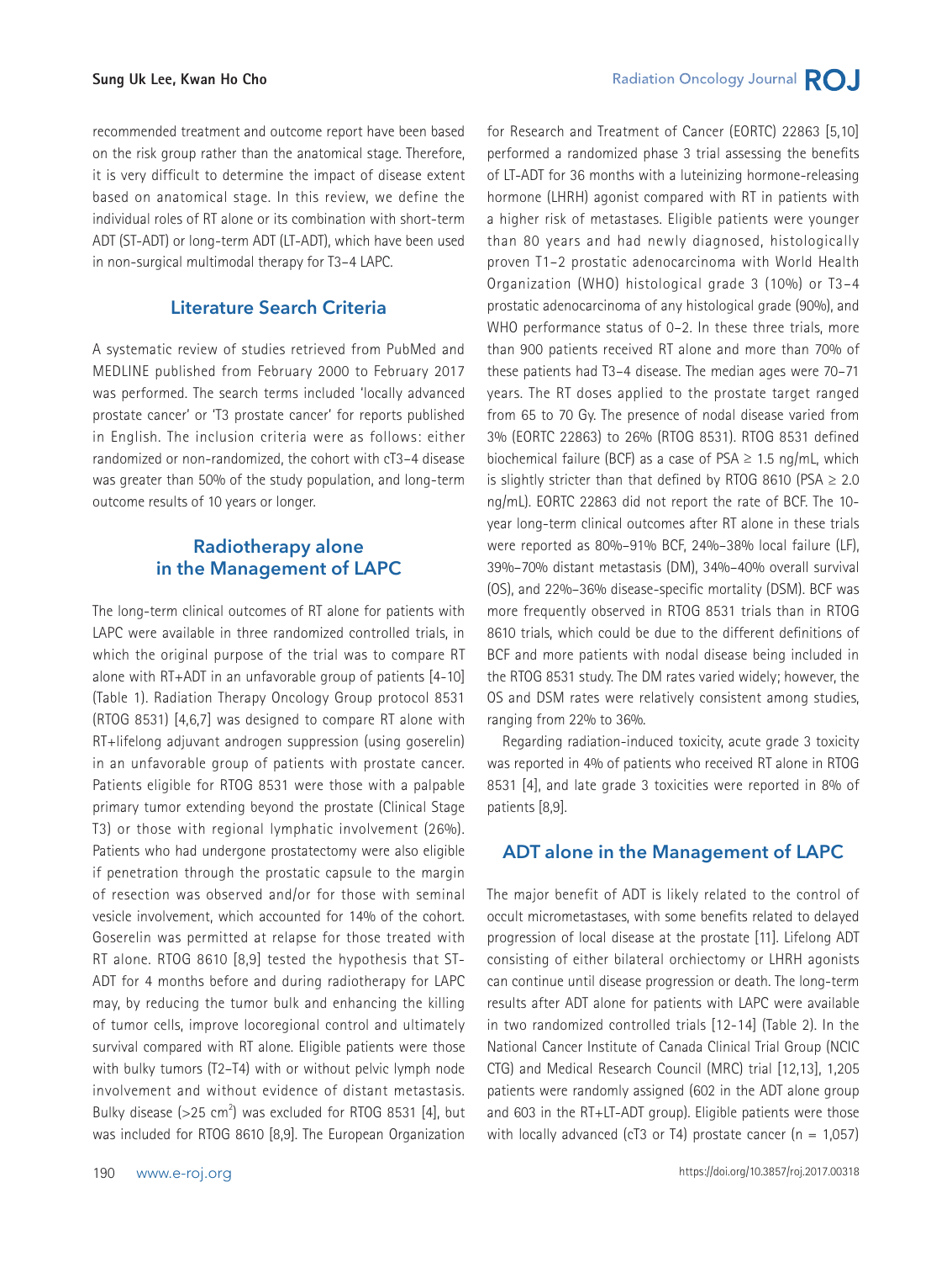recommended treatment and outcome report have been based on the risk group rather than the anatomical stage. Therefore, it is very difficult to determine the impact of disease extent based on anatomical stage. In this review, we define the individual roles of RT alone or its combination with short-term ADT (ST-ADT) or long-term ADT (LT-ADT), which have been used in non-surgical multimodal therapy for T3–4 LAPC.

## Literature Search Criteria

A systematic review of studies retrieved from PubMed and MEDLINE published from February 2000 to February 2017 was performed. The search terms included 'locally advanced prostate cancer' or 'T3 prostate cancer' for reports published in English. The inclusion criteria were as follows: either randomized or non-randomized, the cohort with cT3–4 disease was greater than 50% of the study population, and long-term outcome results of 10 years or longer.

## Radiotherapy alone in the Management of LAPC

The long-term clinical outcomes of RT alone for patients with LAPC were available in three randomized controlled trials, in which the original purpose of the trial was to compare RT alone with RT+ADT in an unfavorable group of patients [4-10] (Table 1). Radiation Therapy Oncology Group protocol 8531 (RTOG 8531) [4,6,7] was designed to compare RT alone with RT+lifelong adjuvant androgen suppression (using goserelin) in an unfavorable group of patients with prostate cancer. Patients eligible for RTOG 8531 were those with a palpable primary tumor extending beyond the prostate (Clinical Stage T3) or those with regional lymphatic involvement (26%). Patients who had undergone prostatectomy were also eligible if penetration through the prostatic capsule to the margin of resection was observed and/or for those with seminal vesicle involvement, which accounted for 14% of the cohort. Goserelin was permitted at relapse for those treated with RT alone. RTOG 8610 [8,9] tested the hypothesis that ST-ADT for 4 months before and during radiotherapy for LAPC may, by reducing the tumor bulk and enhancing the killing of tumor cells, improve locoregional control and ultimately survival compared with RT alone. Eligible patients were those with bulky tumors (T2–T4) with or without pelvic lymph node involvement and without evidence of distant metastasis. Bulky disease (>25 cm$^2$) was excluded for RTOG 8531 [4], but was included for RTOG 8610 [8,9]. The European Organization for Research and Treatment of Cancer (EORTC) 22863 [5,10] performed a randomized phase 3 trial assessing the benefits of LT-ADT for 36 months with a luteinizing hormone-releasing hormone (LHRH) agonist compared with RT in patients with a higher risk of metastases. Eligible patients were younger than 80 years and had newly diagnosed, histologically proven T1–2 prostatic adenocarcinoma with World Health Organization (WHO) histological grade 3 (10%) or T3–4 prostatic adenocarcinoma of any histological grade (90%), and WHO performance status of 0–2. In these three trials, more than 900 patients received RT alone and more than 70% of these patients had T3–4 disease. The median ages were 70–71 years. The RT doses applied to the prostate target ranged from 65 to 70 Gy. The presence of nodal disease varied from 3% (EORTC 22863) to 26% (RTOG 8531). RTOG 8531 defined biochemical failure (BCF) as a case of PSA ≥ 1.5 ng/mL, which is slightly stricter than that defined by RTOG 8610 (PSA ≥ 2.0 ng/mL). EORTC 22863 did not report the rate of BCF. The 10-year long-term clinical outcomes after RT alone in these trials were reported as 80%–91% BCF, 24%–38% local failure (LF), 39%–70% distant metastasis (DM), 34%–40% overall survival (OS), and 22%–36% disease-specific mortality (DSM). BCF was more frequently observed in RTOG 8531 trials than in RTOG 8610 trials, which could be due to the different definitions of BCF and more patients with nodal disease being included in the RTOG 8531 study. The DM rates varied widely; however, the OS and DSM rates were relatively consistent among studies, ranging from 22% to 36%.

Regarding radiation-induced toxicity, acute grade 3 toxicity was reported in 4% of patients who received RT alone in RTOG 8531 [4], and late grade 3 toxicities were reported in 8% of patients [8,9].

## ADT alone in the Management of LAPC

The major benefit of ADT is likely related to the control of occult micrometastases, with some benefits related to delayed progression of local disease at the prostate [11]. Lifelong ADT consisting of either bilateral orchiectomy or LHRH agonists can continue until disease progression or death. The long-term results after ADT alone for patients with LAPC were available in two randomized controlled trials [12-14] (Table 2). In the National Cancer Institute of Canada Clinical Trial Group (NCIC CTG) and Medical Research Council (MRC) trial [12,13], 1,205 patients were randomly assigned (602 in the ADT alone group and 603 in the RT+LT-ADT group). Eligible patients were those with locally advanced (cT3 or T4) prostate cancer (n = 1,057)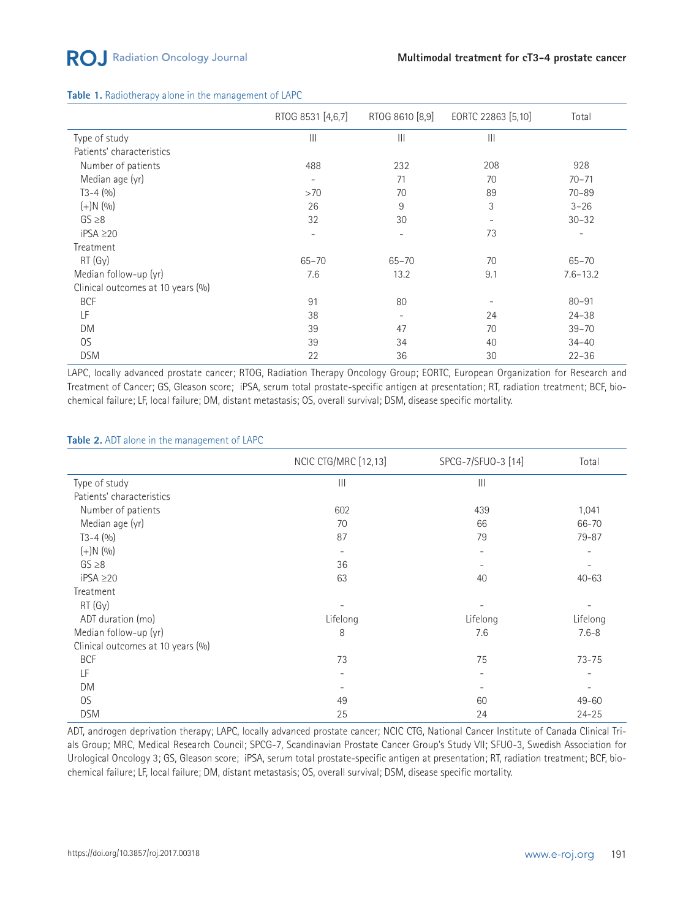**Table 1.** Radiotherapy alone in the management of LAPC

| | RTOG 8531 [4,6,7] | RTOG 8610 [8,9] | EORTC 22863 [5,10] | Total |
|---|---|---|---|---|
| Type of study | III | III | III | |
| Patients' characteristics | | | | |
| Number of patients | 488 | 232 | 208 | 928 |
| Median age (yr) | - | 71 | 70 | 70–71 |
| T3-4 (%) | >70 | 70 | 89 | 70–89 |
| (+)N (%) | 26 | 9 | 3 | 3–26 |
| GS ≥8 | 32 | 30 | - | 30–32 |
| iPSA ≥20 | - | - | 73 | - |
| Treatment | | | | |
| RT (Gy) | 65–70 | 65–70 | 70 | 65–70 |
| Median follow-up (yr) | 7.6 | 13.2 | 9.1 | 7.6–13.2 |
| Clinical outcomes at 10 years (%) | | | | |
| BCF | 91 | 80 | - | 80–91 |
| LF | 38 | - | 24 | 24–38 |
| DM | 39 | 47 | 70 | 39–70 |
| OS | 39 | 34 | 40 | 34–40 |
| DSM | 22 | 36 | 30 | 22–36 |

LAPC, locally advanced prostate cancer; RTOG, Radiation Therapy Oncology Group; EORTC, European Organization for Research and Treatment of Cancer; GS, Gleason score; iPSA, serum total prostate-specific antigen at presentation; RT, radiation treatment; BCF, biochemical failure; LF, local failure; DM, distant metastasis; OS, overall survival; DSM, disease specific mortality.

**Table 2.** ADT alone in the management of LAPC

| | NCIC CTG/MRC [12,13] | SPCG-7/SFUO-3 [14] | Total |
|---|---|---|---|
| Type of study | III | III | |
| Patients' characteristics | | | |
| Number of patients | 602 | 439 | 1,041 |
| Median age (yr) | 70 | 66 | 66-70 |
| T3-4 (%) | 87 | 79 | 79-87 |
| (+)N (%) | - | - | - |
| GS ≥8 | 36 | - | - |
| iPSA ≥20 | 63 | 40 | 40-63 |
| Treatment | | | |
| RT (Gy) | - | - | - |
| ADT duration (mo) | Lifelong | Lifelong | Lifelong |
| Median follow-up (yr) | 8 | 7.6 | 7.6-8 |
| Clinical outcomes at 10 years (%) | | | |
| BCF | 73 | 75 | 73-75 |
| LF | - | - | - |
| DM | - | - | - |
| OS | 49 | 60 | 49-60 |
| DSM | 25 | 24 | 24-25 |

ADT, androgen deprivation therapy; LAPC, locally advanced prostate cancer; NCIC CTG, National Cancer Institute of Canada Clinical Trials Group; MRC, Medical Research Council; SPCG-7, Scandinavian Prostate Cancer Group's Study VII; SFUO-3, Swedish Association for Urological Oncology 3; GS, Gleason score; iPSA, serum total prostate-specific antigen at presentation; RT, radiation treatment; BCF, biochemical failure; LF, local failure; DM, distant metastasis; OS, overall survival; DSM, disease specific mortality.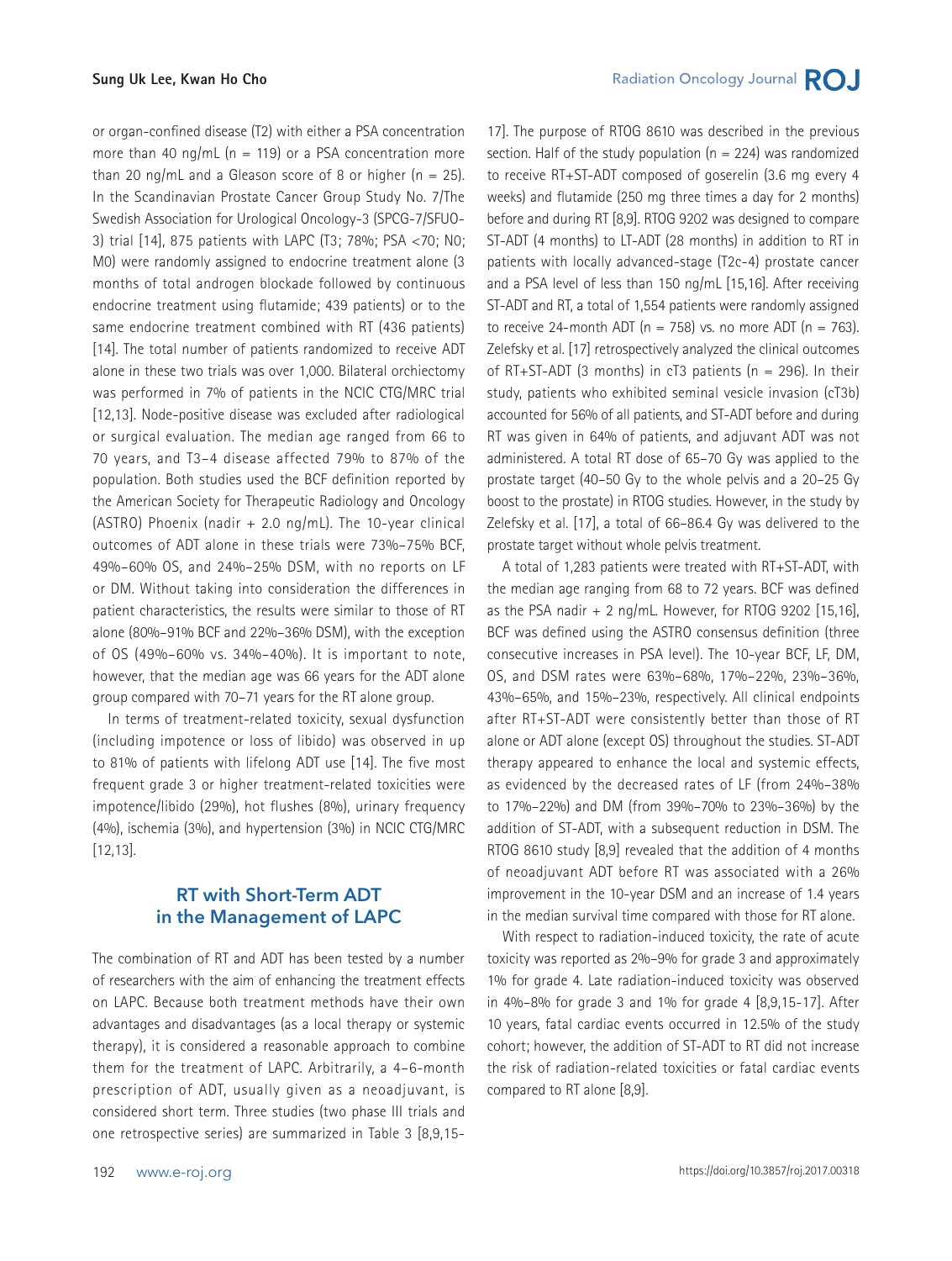or organ-confined disease (T2) with either a PSA concentration more than 40 ng/mL (n = 119) or a PSA concentration more than 20 ng/mL and a Gleason score of 8 or higher (n = 25). In the Scandinavian Prostate Cancer Group Study No. 7/The Swedish Association for Urological Oncology-3 (SPCG-7/SFUO-3) trial [14], 875 patients with LAPC (T3; 78%; PSA <70; N0; M0) were randomly assigned to endocrine treatment alone (3 months of total androgen blockade followed by continuous endocrine treatment using flutamide; 439 patients) or to the same endocrine treatment combined with RT (436 patients) [14]. The total number of patients randomized to receive ADT alone in these two trials was over 1,000. Bilateral orchiectomy was performed in 7% of patients in the NCIC CTG/MRC trial [12,13]. Node-positive disease was excluded after radiological or surgical evaluation. The median age ranged from 66 to 70 years, and T3–4 disease affected 79% to 87% of the population. Both studies used the BCF definition reported by the American Society for Therapeutic Radiology and Oncology (ASTRO) Phoenix (nadir + 2.0 ng/mL). The 10-year clinical outcomes of ADT alone in these trials were 73%–75% BCF, 49%–60% OS, and 24%–25% DSM, with no reports on LF or DM. Without taking into consideration the differences in patient characteristics, the results were similar to those of RT alone (80%–91% BCF and 22%–36% DSM), with the exception of OS (49%–60% vs. 34%–40%). It is important to note, however, that the median age was 66 years for the ADT alone group compared with 70–71 years for the RT alone group.

In terms of treatment-related toxicity, sexual dysfunction (including impotence or loss of libido) was observed in up to 81% of patients with lifelong ADT use [14]. The five most frequent grade 3 or higher treatment-related toxicities were impotence/libido (29%), hot flushes (8%), urinary frequency (4%), ischemia (3%), and hypertension (3%) in NCIC CTG/MRC [12,13].

## RT with Short-Term ADT in the Management of LAPC

The combination of RT and ADT has been tested by a number of researchers with the aim of enhancing the treatment effects on LAPC. Because both treatment methods have their own advantages and disadvantages (as a local therapy or systemic therapy), it is considered a reasonable approach to combine them for the treatment of LAPC. Arbitrarily, a 4–6-month prescription of ADT, usually given as a neoadjuvant, is considered short term. Three studies (two phase III trials and one retrospective series) are summarized in Table 3 [8,9,15-17]. The purpose of RTOG 8610 was described in the previous section. Half of the study population (n = 224) was randomized to receive RT+ST-ADT composed of goserelin (3.6 mg every 4 weeks) and flutamide (250 mg three times a day for 2 months) before and during RT [8,9]. RTOG 9202 was designed to compare ST-ADT (4 months) to LT-ADT (28 months) in addition to RT in patients with locally advanced-stage (T2c-4) prostate cancer and a PSA level of less than 150 ng/mL [15,16]. After receiving ST-ADT and RT, a total of 1,554 patients were randomly assigned to receive 24-month ADT (n = 758) vs. no more ADT (n = 763). Zelefsky et al. [17] retrospectively analyzed the clinical outcomes of RT+ST-ADT (3 months) in cT3 patients (n = 296). In their study, patients who exhibited seminal vesicle invasion (cT3b) accounted for 56% of all patients, and ST-ADT before and during RT was given in 64% of patients, and adjuvant ADT was not administered. A total RT dose of 65–70 Gy was applied to the prostate target (40–50 Gy to the whole pelvis and a 20–25 Gy boost to the prostate) in RTOG studies. However, in the study by Zelefsky et al. [17], a total of 66–86.4 Gy was delivered to the prostate target without whole pelvis treatment.

A total of 1,283 patients were treated with RT+ST-ADT, with the median age ranging from 68 to 72 years. BCF was defined as the PSA nadir + 2 ng/mL. However, for RTOG 9202 [15,16], BCF was defined using the ASTRO consensus definition (three consecutive increases in PSA level). The 10-year BCF, LF, DM, OS, and DSM rates were 63%–68%, 17%–22%, 23%–36%, 43%–65%, and 15%–23%, respectively. All clinical endpoints after RT+ST-ADT were consistently better than those of RT alone or ADT alone (except OS) throughout the studies. ST-ADT therapy appeared to enhance the local and systemic effects, as evidenced by the decreased rates of LF (from 24%–38% to 17%–22%) and DM (from 39%–70% to 23%–36%) by the addition of ST-ADT, with a subsequent reduction in DSM. The RTOG 8610 study [8,9] revealed that the addition of 4 months of neoadjuvant ADT before RT was associated with a 26% improvement in the 10-year DSM and an increase of 1.4 years in the median survival time compared with those for RT alone.

With respect to radiation-induced toxicity, the rate of acute toxicity was reported as 2%–9% for grade 3 and approximately 1% for grade 4. Late radiation-induced toxicity was observed in 4%–8% for grade 3 and 1% for grade 4 [8,9,15-17]. After 10 years, fatal cardiac events occurred in 12.5% of the study cohort; however, the addition of ST-ADT to RT did not increase the risk of radiation-related toxicities or fatal cardiac events compared to RT alone [8,9].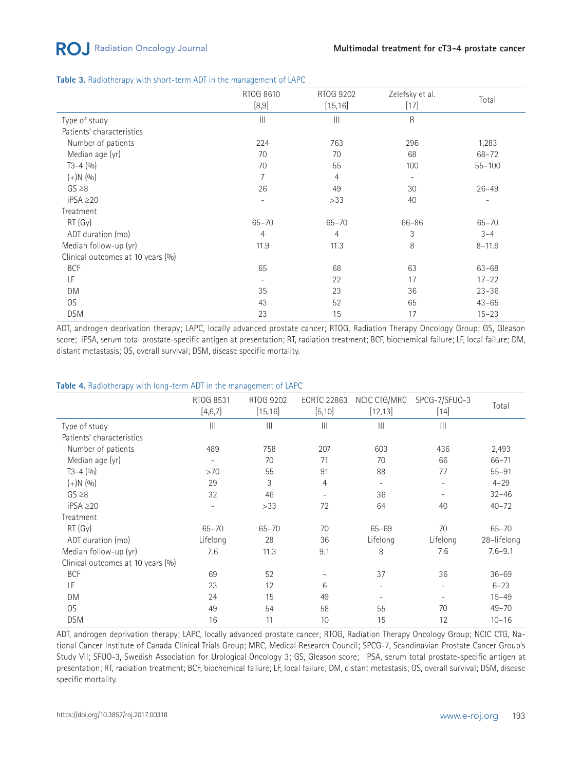**Table 3.** Radiotherapy with short-term ADT in the management of LAPC

| | RTOG 8610 [8,9] | RTOG 9202 [15,16] | Zelefsky et al. [17] | Total |
|---|---|---|---|---|
| Type of study | III | III | R | |
| Patients' characteristics | | | | |
| Number of patients | 224 | 763 | 296 | 1,283 |
| Median age (yr) | 70 | 70 | 68 | 68–72 |
| T3-4 (%) | 70 | 55 | 100 | 55–100 |
| (+)N (%) | 7 | 4 | - | |
| GS ≥8 | 26 | 49 | 30 | 26–49 |
| iPSA ≥20 | - | >33 | 40 | - |
| Treatment | | | | |
| RT (Gy) | 65–70 | 65–70 | 66–86 | 65–70 |
| ADT duration (mo) | 4 | 4 | 3 | 3–4 |
| Median follow-up (yr) | 11.9 | 11.3 | 8 | 8–11.9 |
| Clinical outcomes at 10 years (%) | | | | |
| BCF | 65 | 68 | 63 | 63–68 |
| LF | - | 22 | 17 | 17–22 |
| DM | 35 | 23 | 36 | 23–36 |
| OS | 43 | 52 | 65 | 43–65 |
| DSM | 23 | 15 | 17 | 15–23 |

ADT, androgen deprivation therapy; LAPC, locally advanced prostate cancer; RTOG, Radiation Therapy Oncology Group; GS, Gleason score; iPSA, serum total prostate-specific antigen at presentation; RT, radiation treatment; BCF, biochemical failure; LF, local failure; DM, distant metastasis; OS, overall survival; DSM, disease specific mortality.

**Table 4.** Radiotherapy with long-term ADT in the management of LAPC

| | RTOG 8531 [4,6,7] | RTOG 9202 [15,16] | EORTC 22863 [5,10] | NCIC CTG/MRC [12,13] | SPCG-7/SFUO-3 [14] | Total |
|---|---|---|---|---|---|---|
| Type of study | III | III | III | III | III | |
| Patients' characteristics | | | | | | |
| Number of patients | 489 | 758 | 207 | 603 | 436 | 2,493 |
| Median age (yr) | - | 70 | 71 | 70 | 66 | 66–71 |
| T3-4 (%) | >70 | 55 | 91 | 88 | 77 | 55–91 |
| (+)N (%) | 29 | 3 | 4 | - | - | 4–29 |
| GS ≥8 | 32 | 46 | - | 36 | - | 32–46 |
| iPSA ≥20 | - | >33 | 72 | 64 | 40 | 40–72 |
| Treatment | | | | | | |
| RT (Gy) | 65–70 | 65–70 | 70 | 65–69 | 70 | 65–70 |
| ADT duration (mo) | Lifelong | 28 | 36 | Lifelong | Lifelong | 28–lifelong |
| Median follow-up (yr) | 7.6 | 11.3 | 9.1 | 8 | 7.6 | 7.6–9.1 |
| Clinical outcomes at 10 years (%) | | | | | | |
| BCF | 69 | 52 | - | 37 | 36 | 36–69 |
| LF | 23 | 12 | 6 | - | - | 6–23 |
| DM | 24 | 15 | 49 | - | - | 15–49 |
| OS | 49 | 54 | 58 | 55 | 70 | 49–70 |
| DSM | 16 | 11 | 10 | 15 | 12 | 10–16 |

ADT, androgen deprivation therapy; LAPC, locally advanced prostate cancer; RTOG, Radiation Therapy Oncology Group; NCIC CTG, National Cancer Institute of Canada Clinical Trials Group; MRC, Medical Research Council; SPCG-7, Scandinavian Prostate Cancer Group's Study VII; SFUO-3, Swedish Association for Urological Oncology 3; GS, Gleason score; iPSA, serum total prostate-specific antigen at presentation; RT, radiation treatment; BCF, biochemical failure; LF, local failure; DM, distant metastasis; OS, overall survival; DSM, disease specific mortality.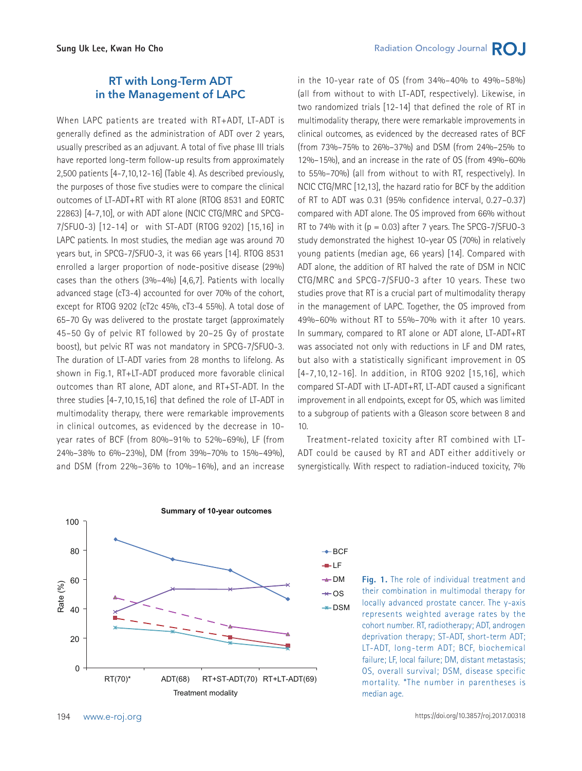## RT with Long-Term ADT in the Management of LAPC

When LAPC patients are treated with RT+ADT, LT-ADT is generally defined as the administration of ADT over 2 years, usually prescribed as an adjuvant. A total of five phase III trials have reported long-term follow-up results from approximately 2,500 patients [4-7,10,12-16] (Table 4). As described previously, the purposes of those five studies were to compare the clinical outcomes of LT-ADT+RT with RT alone (RTOG 8531 and EORTC 22863) [4-7,10], or with ADT alone (NCIC CTG/MRC and SPCG-7/SFUO-3) [12-14] or with ST-ADT (RTOG 9202) [15,16] in LAPC patients. In most studies, the median age was around 70 years but, in SPCG-7/SFUO-3, it was 66 years [14]. RTOG 8531 enrolled a larger proportion of node-positive disease (29%) cases than the others (3%–4%) [4,6,7]. Patients with locally advanced stage (cT3-4) accounted for over 70% of the cohort, except for RTOG 9202 (cT2c 45%, cT3-4 55%). A total dose of 65–70 Gy was delivered to the prostate target (approximately 45–50 Gy of pelvic RT followed by 20–25 Gy of prostate boost), but pelvic RT was not mandatory in SPCG-7/SFUO-3. The duration of LT-ADT varies from 28 months to lifelong. As shown in Fig.1, RT+LT-ADT produced more favorable clinical outcomes than RT alone, ADT alone, and RT+ST-ADT. In the three studies [4-7,10,15,16] that defined the role of LT-ADT in multimodality therapy, there were remarkable improvements in clinical outcomes, as evidenced by the decrease in 10-year rates of BCF (from 80%–91% to 52%–69%), LF (from 24%–38% to 6%–23%), DM (from 39%–70% to 15%–49%), and DSM (from 22%–36% to 10%–16%), and an increase in the 10-year rate of OS (from 34%–40% to 49%–58%) (all from without to with LT-ADT, respectively). Likewise, in two randomized trials [12-14] that defined the role of RT in multimodality therapy, there were remarkable improvements in clinical outcomes, as evidenced by the decreased rates of BCF (from 73%–75% to 26%–37%) and DSM (from 24%–25% to 12%–15%), and an increase in the rate of OS (from 49%–60% to 55%–70%) (all from without to with RT, respectively). In NCIC CTG/MRC [12,13], the hazard ratio for BCF by the addition of RT to ADT was 0.31 (95% confidence interval, 0.27–0.37) compared with ADT alone. The OS improved from 66% without RT to 74% with it ($p = 0.03$) after 7 years. The SPCG-7/SFUO-3 study demonstrated the highest 10-year OS (70%) in relatively young patients (median age, 66 years) [14]. Compared with ADT alone, the addition of RT halved the rate of DSM in NCIC CTG/MRC and SPCG-7/SFUO-3 after 10 years. These two studies prove that RT is a crucial part of multimodality therapy in the management of LAPC. Together, the OS improved from 49%–60% without RT to 55%–70% with it after 10 years. In summary, compared to RT alone or ADT alone, LT-ADT+RT was associated not only with reductions in LF and DM rates, but also with a statistically significant improvement in OS [4-7,10,12-16]. In addition, in RTOG 9202 [15,16], which compared ST-ADT with LT-ADT+RT, LT-ADT caused a significant improvement in all endpoints, except for OS, which was limited to a subgroup of patients with a Gleason score between 8 and 10.

Treatment-related toxicity after RT combined with LT-ADT could be caused by RT and ADT either additively or synergistically. With respect to radiation-induced toxicity, 7%

Fig. 1. The role of individual treatment and their combination in multimodal therapy for locally advanced prostate cancer. The y-axis represents weighted average rates by the cohort number. RT, radiotherapy; ADT, androgen deprivation therapy; ST-ADT, short-term ADT; LT-ADT, long-term ADT; BCF, biochemical failure; LF, local failure; DM, distant metastasis; OS, overall survival; DSM, disease specific mortality. *The number in parentheses is median age.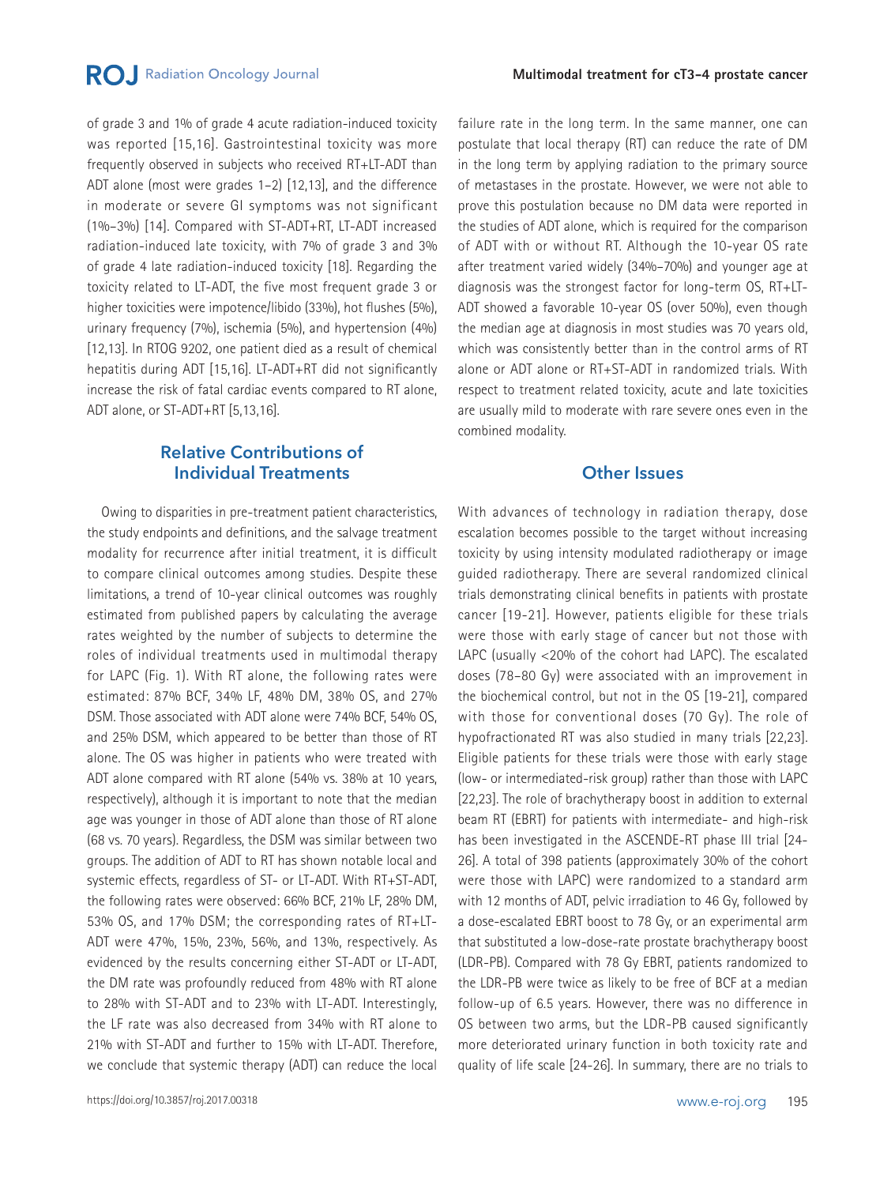of grade 3 and 1% of grade 4 acute radiation-induced toxicity was reported [15,16]. Gastrointestinal toxicity was more frequently observed in subjects who received RT+LT-ADT than ADT alone (most were grades 1–2) [12,13], and the difference in moderate or severe GI symptoms was not significant (1%–3%) [14]. Compared with ST-ADT+RT, LT-ADT increased radiation-induced late toxicity, with 7% of grade 3 and 3% of grade 4 late radiation-induced toxicity [18]. Regarding the toxicity related to LT-ADT, the five most frequent grade 3 or higher toxicities were impotence/libido (33%), hot flushes (5%), urinary frequency (7%), ischemia (5%), and hypertension (4%) [12,13]. In RTOG 9202, one patient died as a result of chemical hepatitis during ADT [15,16]. LT-ADT+RT did not significantly increase the risk of fatal cardiac events compared to RT alone, ADT alone, or ST-ADT+RT [5,13,16].

## Relative Contributions of Individual Treatments

Owing to disparities in pre-treatment patient characteristics, the study endpoints and definitions, and the salvage treatment modality for recurrence after initial treatment, it is difficult to compare clinical outcomes among studies. Despite these limitations, a trend of 10-year clinical outcomes was roughly estimated from published papers by calculating the average rates weighted by the number of subjects to determine the roles of individual treatments used in multimodal therapy for LAPC (Fig. 1). With RT alone, the following rates were estimated: 87% BCF, 34% LF, 48% DM, 38% OS, and 27% DSM. Those associated with ADT alone were 74% BCF, 54% OS, and 25% DSM, which appeared to be better than those of RT alone. The OS was higher in patients who were treated with ADT alone compared with RT alone (54% vs. 38% at 10 years, respectively), although it is important to note that the median age was younger in those of ADT alone than those of RT alone (68 vs. 70 years). Regardless, the DSM was similar between two groups. The addition of ADT to RT has shown notable local and systemic effects, regardless of ST- or LT-ADT. With RT+ST-ADT, the following rates were observed: 66% BCF, 21% LF, 28% DM, 53% OS, and 17% DSM; the corresponding rates of RT+LT-ADT were 47%, 15%, 23%, 56%, and 13%, respectively. As evidenced by the results concerning either ST-ADT or LT-ADT, the DM rate was profoundly reduced from 48% with RT alone to 28% with ST-ADT and to 23% with LT-ADT. Interestingly, the LF rate was also decreased from 34% with RT alone to 21% with ST-ADT and further to 15% with LT-ADT. Therefore, we conclude that systemic therapy (ADT) can reduce the local failure rate in the long term. In the same manner, one can postulate that local therapy (RT) can reduce the rate of DM in the long term by applying radiation to the primary source of metastases in the prostate. However, we were not able to prove this postulation because no DM data were reported in the studies of ADT alone, which is required for the comparison of ADT with or without RT. Although the 10-year OS rate after treatment varied widely (34%–70%) and younger age at diagnosis was the strongest factor for long-term OS, RT+LT-ADT showed a favorable 10-year OS (over 50%), even though the median age at diagnosis in most studies was 70 years old, which was consistently better than in the control arms of RT alone or ADT alone or RT+ST-ADT in randomized trials. With respect to treatment related toxicity, acute and late toxicities are usually mild to moderate with rare severe ones even in the combined modality.

## Other Issues

With advances of technology in radiation therapy, dose escalation becomes possible to the target without increasing toxicity by using intensity modulated radiotherapy or image guided radiotherapy. There are several randomized clinical trials demonstrating clinical benefits in patients with prostate cancer [19-21]. However, patients eligible for these trials were those with early stage of cancer but not those with LAPC (usually <20% of the cohort had LAPC). The escalated doses (78–80 Gy) were associated with an improvement in the biochemical control, but not in the OS [19-21], compared with those for conventional doses (70 Gy). The role of hypofractionated RT was also studied in many trials [22,23]. Eligible patients for these trials were those with early stage (low- or intermediated-risk group) rather than those with LAPC [22,23]. The role of brachytherapy boost in addition to external beam RT (EBRT) for patients with intermediate- and high-risk has been investigated in the ASCENDE-RT phase III trial [24-26]. A total of 398 patients (approximately 30% of the cohort were those with LAPC) were randomized to a standard arm with 12 months of ADT, pelvic irradiation to 46 Gy, followed by a dose-escalated EBRT boost to 78 Gy, or an experimental arm that substituted a low-dose-rate prostate brachytherapy boost (LDR-PB). Compared with 78 Gy EBRT, patients randomized to the LDR-PB were twice as likely to be free of BCF at a median follow-up of 6.5 years. However, there was no difference in OS between two arms, but the LDR-PB caused significantly more deteriorated urinary function in both toxicity rate and quality of life scale [24-26]. In summary, there are no trials to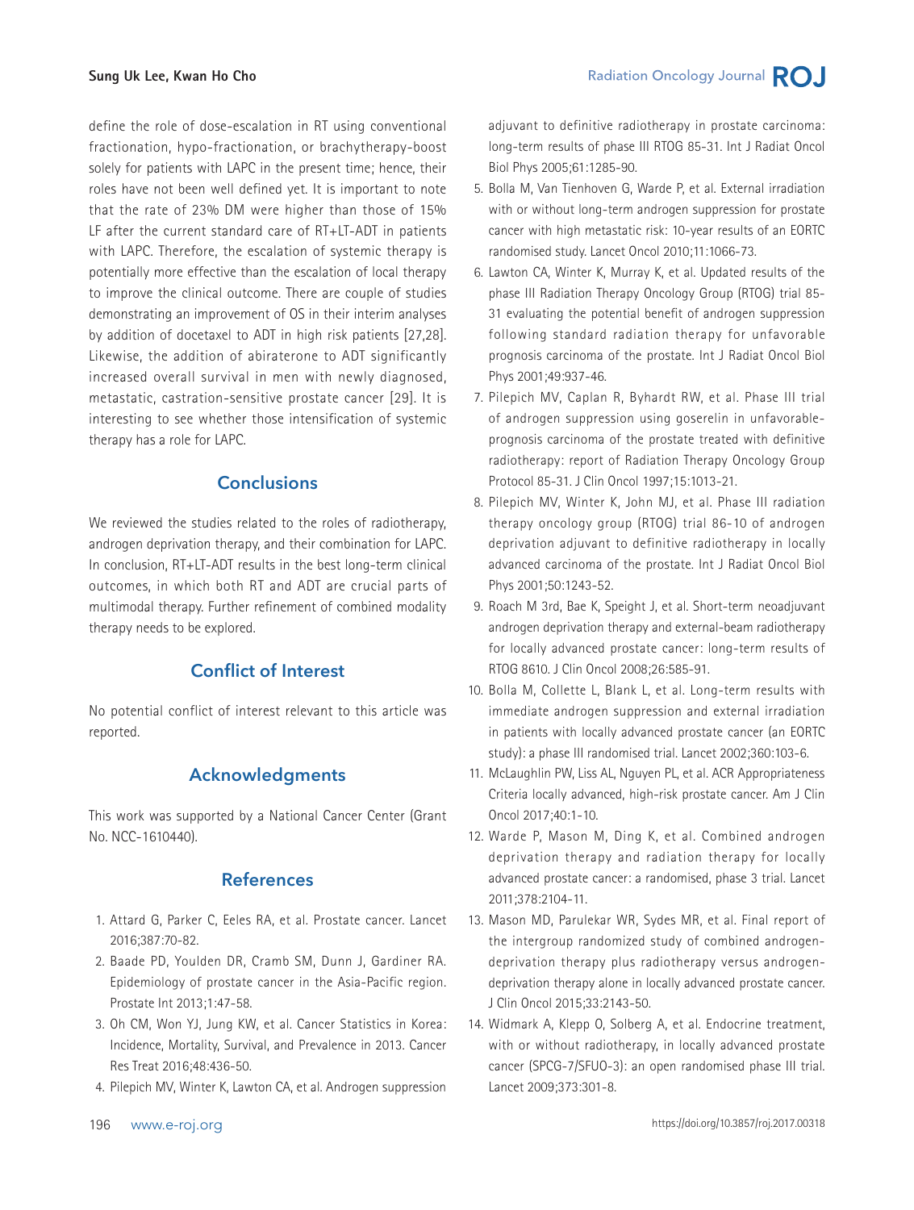define the role of dose-escalation in RT using conventional fractionation, hypo-fractionation, or brachytherapy-boost solely for patients with LAPC in the present time; hence, their roles have not been well defined yet. It is important to note that the rate of 23% DM were higher than those of 15% LF after the current standard care of RT+LT-ADT in patients with LAPC. Therefore, the escalation of systemic therapy is potentially more effective than the escalation of local therapy to improve the clinical outcome. There are couple of studies demonstrating an improvement of OS in their interim analyses by addition of docetaxel to ADT in high risk patients [27,28]. Likewise, the addition of abiraterone to ADT significantly increased overall survival in men with newly diagnosed, metastatic, castration-sensitive prostate cancer [29]. It is interesting to see whether those intensification of systemic therapy has a role for LAPC.

## Conclusions

We reviewed the studies related to the roles of radiotherapy, androgen deprivation therapy, and their combination for LAPC. In conclusion, RT+LT-ADT results in the best long-term clinical outcomes, in which both RT and ADT are crucial parts of multimodal therapy. Further refinement of combined modality therapy needs to be explored.

## Conflict of Interest

No potential conflict of interest relevant to this article was reported.

## Acknowledgments

This work was supported by a National Cancer Center (Grant No. NCC-1610440).

## References

1. Attard G, Parker C, Eeles RA, et al. Prostate cancer. Lancet 2016;387:70-82.
2. Baade PD, Youlden DR, Cramb SM, Dunn J, Gardiner RA. Epidemiology of prostate cancer in the Asia-Pacific region. Prostate Int 2013;1:47-58.
3. Oh CM, Won YJ, Jung KW, et al. Cancer Statistics in Korea: Incidence, Mortality, Survival, and Prevalence in 2013. Cancer Res Treat 2016;48:436-50.
4. Pilepich MV, Winter K, Lawton CA, et al. Androgen suppression adjuvant to definitive radiotherapy in prostate carcinoma: long-term results of phase III RTOG 85-31. Int J Radiat Oncol Biol Phys 2005;61:1285-90.
5. Bolla M, Van Tienhoven G, Warde P, et al. External irradiation with or without long-term androgen suppression for prostate cancer with high metastatic risk: 10-year results of an EORTC randomised study. Lancet Oncol 2010;11:1066-73.
6. Lawton CA, Winter K, Murray K, et al. Updated results of the phase III Radiation Therapy Oncology Group (RTOG) trial 85-31 evaluating the potential benefit of androgen suppression following standard radiation therapy for unfavorable prognosis carcinoma of the prostate. Int J Radiat Oncol Biol Phys 2001;49:937-46.
7. Pilepich MV, Caplan R, Byhardt RW, et al. Phase III trial of androgen suppression using goserelin in unfavorable-prognosis carcinoma of the prostate treated with definitive radiotherapy: report of Radiation Therapy Oncology Group Protocol 85-31. J Clin Oncol 1997;15:1013-21.
8. Pilepich MV, Winter K, John MJ, et al. Phase III radiation therapy oncology group (RTOG) trial 86-10 of androgen deprivation adjuvant to definitive radiotherapy in locally advanced carcinoma of the prostate. Int J Radiat Oncol Biol Phys 2001;50:1243-52.
9. Roach M 3rd, Bae K, Speight J, et al. Short-term neoadjuvant androgen deprivation therapy and external-beam radiotherapy for locally advanced prostate cancer: long-term results of RTOG 8610. J Clin Oncol 2008;26:585-91.
10. Bolla M, Collette L, Blank L, et al. Long-term results with immediate androgen suppression and external irradiation in patients with locally advanced prostate cancer (an EORTC study): a phase III randomised trial. Lancet 2002;360:103-6.
11. McLaughlin PW, Liss AL, Nguyen PL, et al. ACR Appropriateness Criteria locally advanced, high-risk prostate cancer. Am J Clin Oncol 2017;40:1-10.
12. Warde P, Mason M, Ding K, et al. Combined androgen deprivation therapy and radiation therapy for locally advanced prostate cancer: a randomised, phase 3 trial. Lancet 2011;378:2104-11.
13. Mason MD, Parulekar WR, Sydes MR, et al. Final report of the intergroup randomized study of combined androgen-deprivation therapy plus radiotherapy versus androgen-deprivation therapy alone in locally advanced prostate cancer. J Clin Oncol 2015;33:2143-50.
14. Widmark A, Klepp O, Solberg A, et al. Endocrine treatment, with or without radiotherapy, in locally advanced prostate cancer (SPCG-7/SFUO-3): an open randomised phase III trial. Lancet 2009;373:301-8.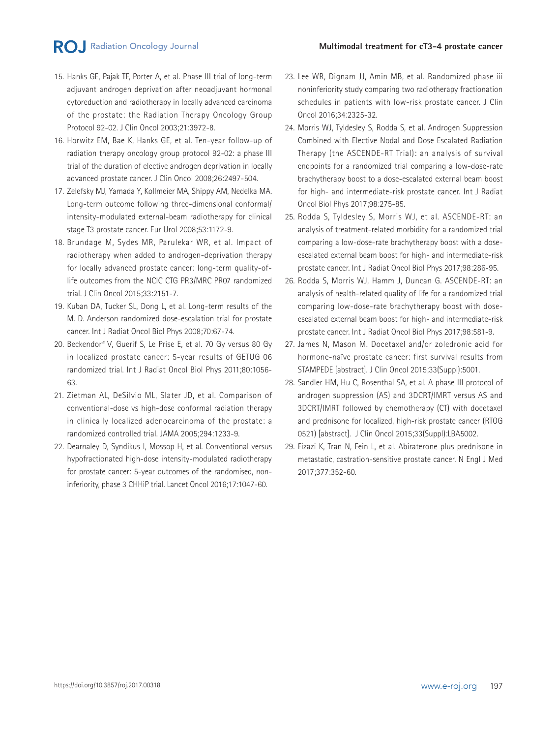15. Hanks GE, Pajak TF, Porter A, et al. Phase III trial of long-term adjuvant androgen deprivation after neoadjuvant hormonal cytoreduction and radiotherapy in locally advanced carcinoma of the prostate: the Radiation Therapy Oncology Group Protocol 92-02. J Clin Oncol 2003;21:3972-8.
16. Horwitz EM, Bae K, Hanks GE, et al. Ten-year follow-up of radiation therapy oncology group protocol 92-02: a phase III trial of the duration of elective androgen deprivation in locally advanced prostate cancer. J Clin Oncol 2008;26:2497-504.
17. Zelefsky MJ, Yamada Y, Kollmeier MA, Shippy AM, Nedelka MA. Long-term outcome following three-dimensional conformal/intensity-modulated external-beam radiotherapy for clinical stage T3 prostate cancer. Eur Urol 2008;53:1172-9.
18. Brundage M, Sydes MR, Parulekar WR, et al. Impact of radiotherapy when added to androgen-deprivation therapy for locally advanced prostate cancer: long-term quality-of-life outcomes from the NCIC CTG PR3/MRC PR07 randomized trial. J Clin Oncol 2015;33:2151-7.
19. Kuban DA, Tucker SL, Dong L, et al. Long-term results of the M. D. Anderson randomized dose-escalation trial for prostate cancer. Int J Radiat Oncol Biol Phys 2008;70:67-74.
20. Beckendorf V, Guerif S, Le Prise E, et al. 70 Gy versus 80 Gy in localized prostate cancer: 5-year results of GETUG 06 randomized trial. Int J Radiat Oncol Biol Phys 2011;80:1056-63.
21. Zietman AL, DeSilvio ML, Slater JD, et al. Comparison of conventional-dose vs high-dose conformal radiation therapy in clinically localized adenocarcinoma of the prostate: a randomized controlled trial. JAMA 2005;294:1233-9.
22. Dearnaley D, Syndikus I, Mossop H, et al. Conventional versus hypofractionated high-dose intensity-modulated radiotherapy for prostate cancer: 5-year outcomes of the randomised, non-inferiority, phase 3 CHHiP trial. Lancet Oncol 2016;17:1047-60.
23. Lee WR, Dignam JJ, Amin MB, et al. Randomized phase iii noninferiority study comparing two radiotherapy fractionation schedules in patients with low-risk prostate cancer. J Clin Oncol 2016;34:2325-32.
24. Morris WJ, Tyldesley S, Rodda S, et al. Androgen Suppression Combined with Elective Nodal and Dose Escalated Radiation Therapy (the ASCENDE-RT Trial): an analysis of survival endpoints for a randomized trial comparing a low-dose-rate brachytherapy boost to a dose-escalated external beam boost for high- and intermediate-risk prostate cancer. Int J Radiat Oncol Biol Phys 2017;98:275-85.
25. Rodda S, Tyldesley S, Morris WJ, et al. ASCENDE-RT: an analysis of treatment-related morbidity for a randomized trial comparing a low-dose-rate brachytherapy boost with a dose-escalated external beam boost for high- and intermediate-risk prostate cancer. Int J Radiat Oncol Biol Phys 2017;98:286-95.
26. Rodda S, Morris WJ, Hamm J, Duncan G. ASCENDE-RT: an analysis of health-related quality of life for a randomized trial comparing low-dose-rate brachytherapy boost with dose-escalated external beam boost for high- and intermediate-risk prostate cancer. Int J Radiat Oncol Biol Phys 2017;98:581-9.
27. James N, Mason M. Docetaxel and/or zoledronic acid for hormone-naïve prostate cancer: first survival results from STAMPEDE [abstract]. J Clin Oncol 2015;33(Suppl):5001.
28. Sandler HM, Hu C, Rosenthal SA, et al. A phase III protocol of androgen suppression (AS) and 3DCRT/IMRT versus AS and 3DCRT/IMRT followed by chemotherapy (CT) with docetaxel and prednisone for localized, high-risk prostate cancer (RTOG 0521) [abstract]. J Clin Oncol 2015;33(Suppl):LBA5002.
29. Fizazi K, Tran N, Fein L, et al. Abiraterone plus prednisone in metastatic, castration-sensitive prostate cancer. N Engl J Med 2017;377:352-60.